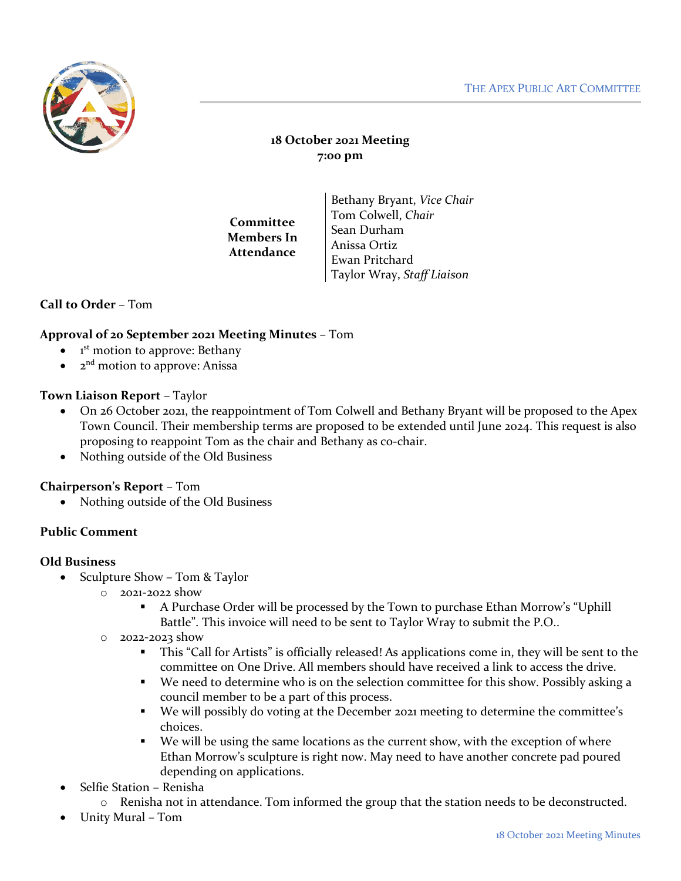THE APEX PUBLIC ART COMMITTEE

**18 October 2021 Meeting**
**7:00 pm**

| **Committee Members In Attendance** | Bethany Bryant, *Vice Chair*<br>Tom Colwell, *Chair*<br>Sean Durham<br>Anissa Ortiz<br>Ewan Pritchard<br>Taylor Wray, *Staff Liaison* |
|---|---|

**Call to Order** – Tom

**Approval of 20 September 2021 Meeting Minutes** – Tom

- 1st motion to approve: Bethany
- 2nd motion to approve: Anissa

**Town Liaison Report** – Taylor

- On 26 October 2021, the reappointment of Tom Colwell and Bethany Bryant will be proposed to the Apex Town Council. Their membership terms are proposed to be extended until June 2024. This request is also proposing to reappoint Tom as the chair and Bethany as co-chair.
- Nothing outside of the Old Business

**Chairperson's Report** – Tom

- Nothing outside of the Old Business

**Public Comment**

**Old Business**

- Sculpture Show – Tom & Taylor
  - 2021-2022 show
    - A Purchase Order will be processed by the Town to purchase Ethan Morrow's "Uphill Battle". This invoice will need to be sent to Taylor Wray to submit the P.O..
  - 2022-2023 show
    - This "Call for Artists" is officially released! As applications come in, they will be sent to the committee on One Drive. All members should have received a link to access the drive.
    - We need to determine who is on the selection committee for this show. Possibly asking a council member to be a part of this process.
    - We will possibly do voting at the December 2021 meeting to determine the committee's choices.
    - We will be using the same locations as the current show, with the exception of where Ethan Morrow's sculpture is right now. May need to have another concrete pad poured depending on applications.
- Selfie Station – Renisha
  - Renisha not in attendance. Tom informed the group that the station needs to be deconstructed.
- Unity Mural – Tom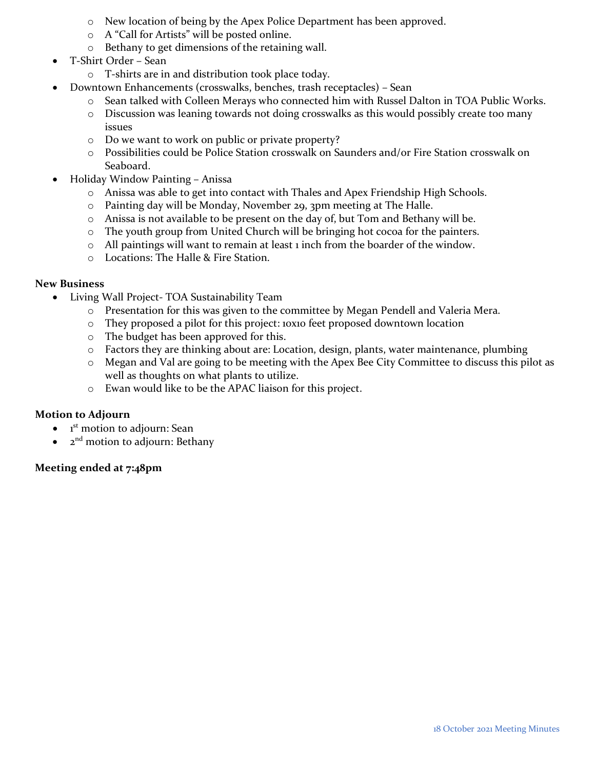- New location of being by the Apex Police Department has been approved.
  - A “Call for Artists” will be posted online.
  - Bethany to get dimensions of the retaining wall.
- T-Shirt Order – Sean
  - T-shirts are in and distribution took place today.
- Downtown Enhancements (crosswalks, benches, trash receptacles) – Sean
  - Sean talked with Colleen Merays who connected him with Russel Dalton in TOA Public Works.
  - Discussion was leaning towards not doing crosswalks as this would possibly create too many issues
  - Do we want to work on public or private property?
  - Possibilities could be Police Station crosswalk on Saunders and/or Fire Station crosswalk on Seaboard.
- Holiday Window Painting – Anissa
  - Anissa was able to get into contact with Thales and Apex Friendship High Schools.
  - Painting day will be Monday, November 29, 3pm meeting at The Halle.
  - Anissa is not available to be present on the day of, but Tom and Bethany will be.
  - The youth group from United Church will be bringing hot cocoa for the painters.
  - All paintings will want to remain at least 1 inch from the boarder of the window.
  - Locations: The Halle & Fire Station.

**New Business**

- Living Wall Project- TOA Sustainability Team
  - Presentation for this was given to the committee by Megan Pendell and Valeria Mera.
  - They proposed a pilot for this project: 10x10 feet proposed downtown location
  - The budget has been approved for this.
  - Factors they are thinking about are: Location, design, plants, water maintenance, plumbing
  - Megan and Val are going to be meeting with the Apex Bee City Committee to discuss this pilot as well as thoughts on what plants to utilize.
  - Ewan would like to be the APAC liaison for this project.

**Motion to Adjourn**

- 1st motion to adjourn: Sean
- 2nd motion to adjourn: Bethany

**Meeting ended at 7:48pm**